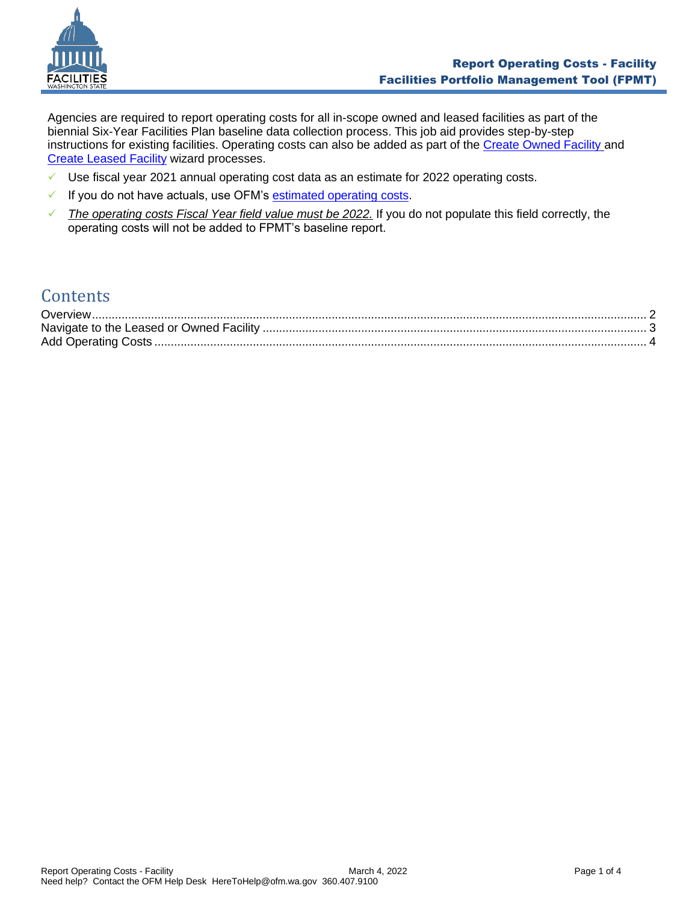# Report Operating Costs - Facility

## Facilities Portfolio Management Tool (FPMT)

Agencies are required to report operating costs for all in-scope owned and leased facilities as part of the biennial Six-Year Facilities Plan baseline data collection process. This job aid provides step-by-step instructions for existing facilities. Operating costs can also be added as part of the Create Owned Facility and Create Leased Facility wizard processes.

- ✓ Use fiscal year 2021 annual operating cost data as an estimate for 2022 operating costs.
- ✓ If you do not have actuals, use OFM's estimated operating costs.
- ✓ *The operating costs Fiscal Year field value must be 2022.* If you do not populate this field correctly, the operating costs will not be added to FPMT's baseline report.

## Contents

Overview .......... 2
Navigate to the Leased or Owned Facility .......... 3
Add Operating Costs .......... 4

Need help? Contact the OFM Help Desk HereToHelp@ofm.wa.gov 360.407.9100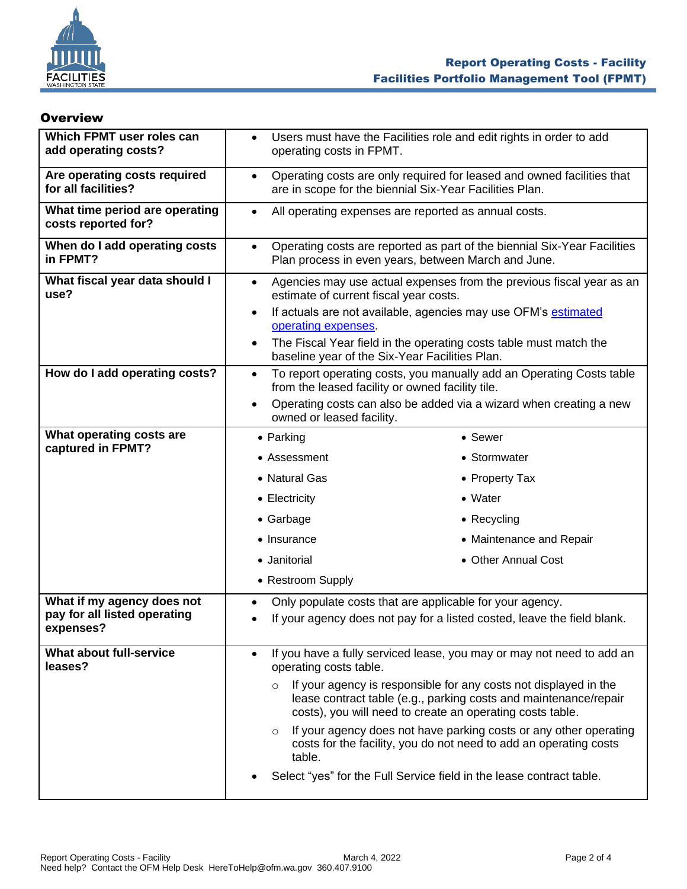## Overview

| | |
|---|---|
| **Which FPMT user roles can add operating costs?** | • Users must have the Facilities role and edit rights in order to add operating costs in FPMT. |
| **Are operating costs required for all facilities?** | • Operating costs are only required for leased and owned facilities that are in scope for the biennial Six-Year Facilities Plan. |
| **What time period are operating costs reported for?** | • All operating expenses are reported as annual costs. |
| **When do I add operating costs in FPMT?** | • Operating costs are reported as part of the biennial Six-Year Facilities Plan process in even years, between March and June. |
| **What fiscal year data should I use?** | • Agencies may use actual expenses from the previous fiscal year as an estimate of current fiscal year costs.<br>• If actuals are not available, agencies may use OFM's estimated operating expenses.<br>• The Fiscal Year field in the operating costs table must match the baseline year of the Six-Year Facilities Plan. |
| **How do I add operating costs?** | • To report operating costs, you manually add an Operating Costs table from the leased facility or owned facility tile.<br>• Operating costs can also be added via a wizard when creating a new owned or leased facility. |
| **What operating costs are captured in FPMT?** | • Parking<br>• Assessment<br>• Natural Gas<br>• Electricity<br>• Garbage<br>• Insurance<br>• Janitorial<br>• Restroom Supply<br>• Sewer<br>• Stormwater<br>• Property Tax<br>• Water<br>• Recycling<br>• Maintenance and Repair<br>• Other Annual Cost |
| **What if my agency does not pay for all listed operating expenses?** | • Only populate costs that are applicable for your agency.<br>• If your agency does not pay for a listed costed, leave the field blank. |
| **What about full-service leases?** | • If you have a fully serviced lease, you may or may not need to add an operating costs table.<br>  ○ If your agency is responsible for any costs not displayed in the lease contract table (e.g., parking costs and maintenance/repair costs), you will need to create an operating costs table.<br>  ○ If your agency does not have parking costs or any other operating costs for the facility, you do not need to add an operating costs table.<br>• Select "yes" for the Full Service field in the lease contract table. |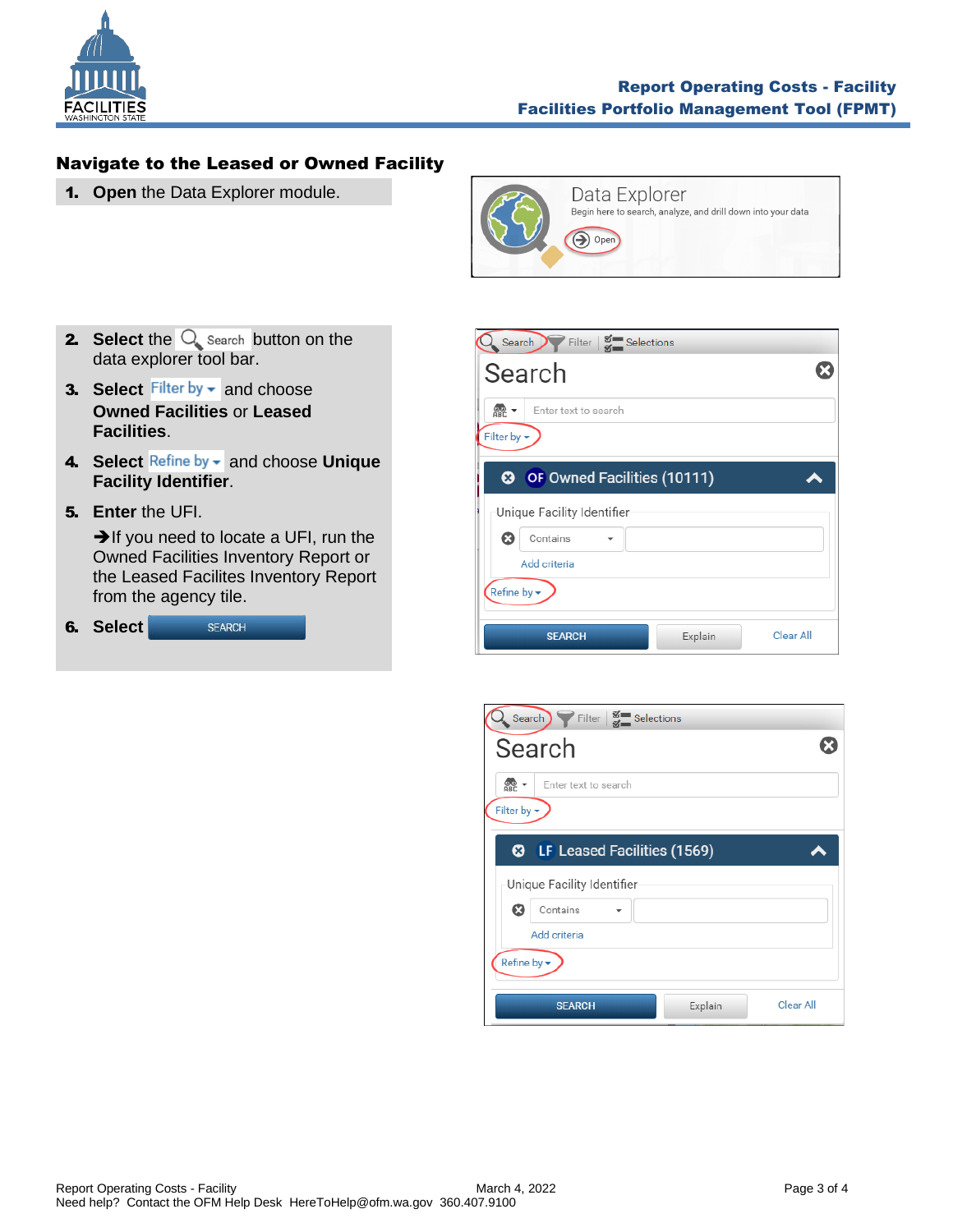## Navigate to the Leased or Owned Facility

1. **Open** the Data Explorer module.
2. **Select** the Search button on the data explorer tool bar.
3. **Select** Filter by and choose **Owned Facilities** or **Leased Facilities**.
4. **Select** Refine by and choose **Unique Facility Identifier**.
5. **Enter** the UFI.

   ➔If you need to locate a UFI, run the Owned Facilities Inventory Report or the Leased Facilites Inventory Report from the agency tile.
6. **Select** SEARCH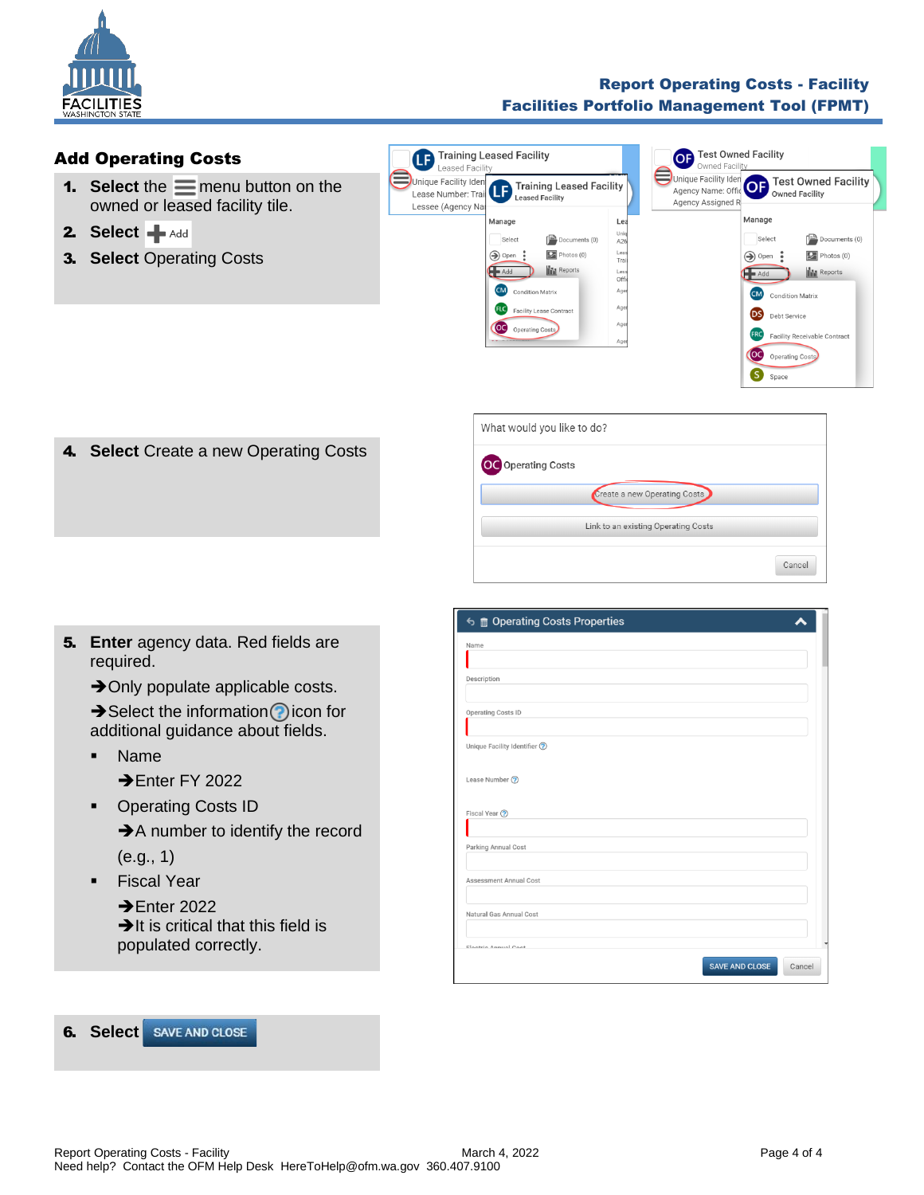## Add Operating Costs

1. **Select** the menu button on the owned or leased facility tile.
2. **Select** Add
3. **Select** Operating Costs

4. **Select** Create a new Operating Costs

5. **Enter** agency data. Red fields are required.

   ➔Only populate applicable costs.

   ➔Select the information icon for additional guidance about fields.

   - Name

     ➔Enter FY 2022

   - Operating Costs ID

     ➔A number to identify the record (e.g., 1)

   - Fiscal Year

     ➔Enter 2022

     ➔It is critical that this field is populated correctly.

6. **Select** SAVE AND CLOSE